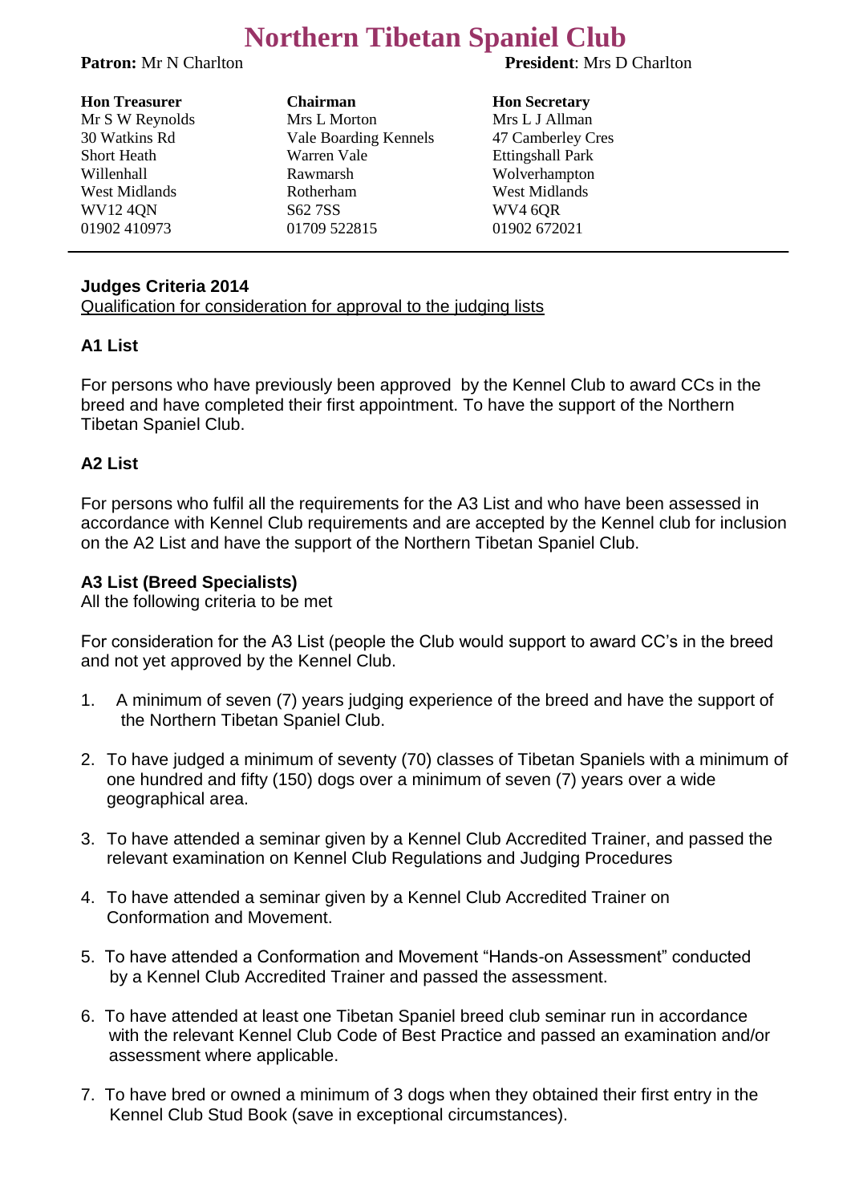# Northern Tibetan Spaniel Club

**Patron:** Mr N Charlton

**President**: Mrs D Charlton

**Hon Treasurer**
Mr S W Reynolds
30 Watkins Rd
Short Heath
Willenhall
West Midlands
WV12 4QN
01902 410973

**Chairman**
Mrs L Morton
Vale Boarding Kennels
Warren Vale
Rawmarsh
Rotherham
S62 7SS
01709 522815

**Hon Secretary**
Mrs L J Allman
47 Camberley Cres
Ettingshall Park
Wolverhampton
West Midlands
WV4 6QR
01902 672021

---

**Judges Criteria 2014**

Qualification for consideration for approval to the judging lists

## A1 List

For persons who have previously been approved by the Kennel Club to award CCs in the breed and have completed their first appointment. To have the support of the Northern Tibetan Spaniel Club.

## A2 List

For persons who fulfil all the requirements for the A3 List and who have been assessed in accordance with Kennel Club requirements and are accepted by the Kennel club for inclusion on the A2 List and have the support of the Northern Tibetan Spaniel Club.

## A3 List (Breed Specialists)

All the following criteria to be met

For consideration for the A3 List (people the Club would support to award CC's in the breed and not yet approved by the Kennel Club.

1. A minimum of seven (7) years judging experience of the breed and have the support of the Northern Tibetan Spaniel Club.
2. To have judged a minimum of seventy (70) classes of Tibetan Spaniels with a minimum of one hundred and fifty (150) dogs over a minimum of seven (7) years over a wide geographical area.
3. To have attended a seminar given by a Kennel Club Accredited Trainer, and passed the relevant examination on Kennel Club Regulations and Judging Procedures
4. To have attended a seminar given by a Kennel Club Accredited Trainer on Conformation and Movement.
5. To have attended a Conformation and Movement "Hands-on Assessment" conducted by a Kennel Club Accredited Trainer and passed the assessment.
6. To have attended at least one Tibetan Spaniel breed club seminar run in accordance with the relevant Kennel Club Code of Best Practice and passed an examination and/or assessment where applicable.
7. To have bred or owned a minimum of 3 dogs when they obtained their first entry in the Kennel Club Stud Book (save in exceptional circumstances).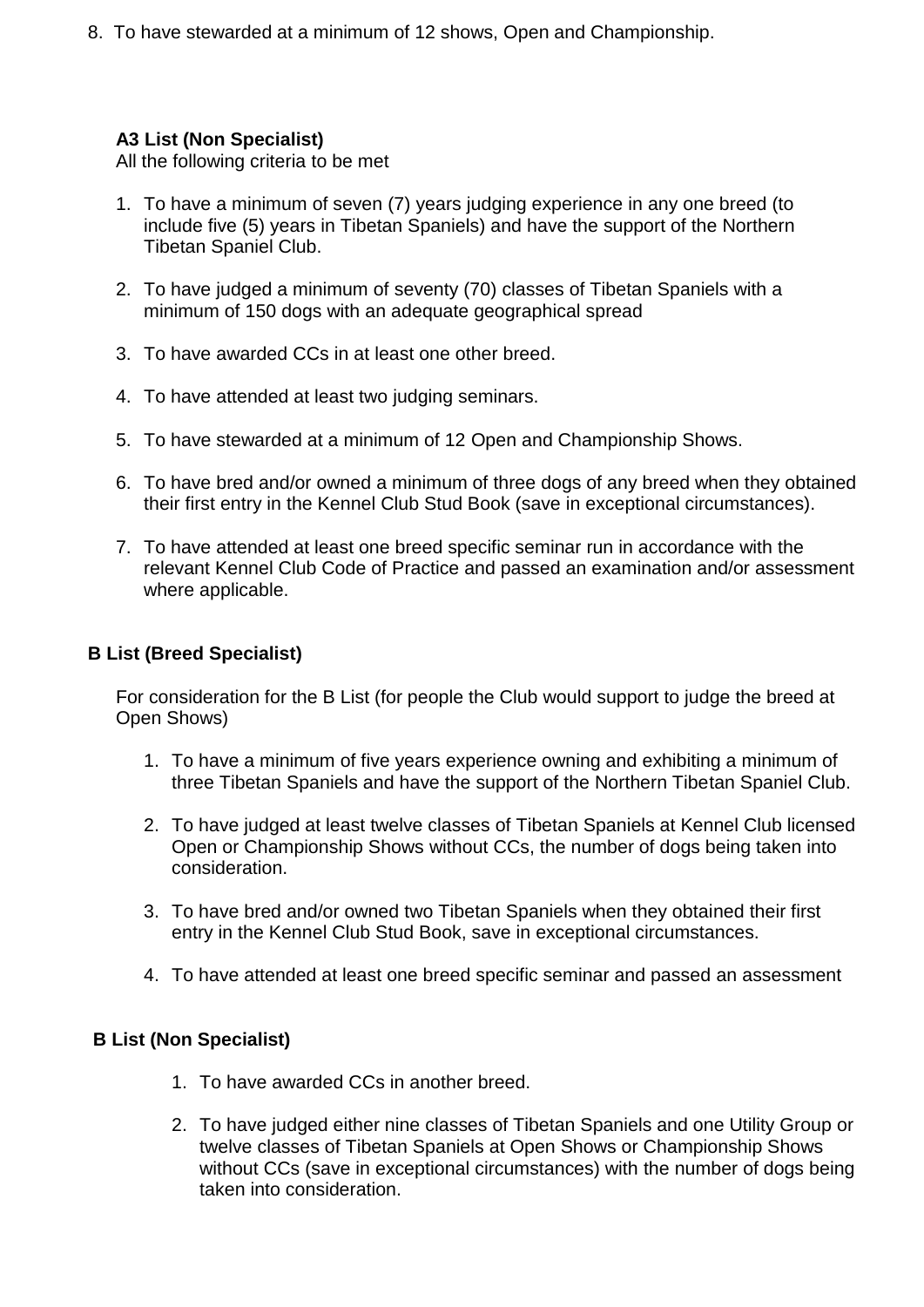8. To have stewarded at a minimum of 12 shows, Open and Championship.

**A3 List (Non Specialist)**

All the following criteria to be met

1. To have a minimum of seven (7) years judging experience in any one breed (to include five (5) years in Tibetan Spaniels) and have the support of the Northern Tibetan Spaniel Club.
2. To have judged a minimum of seventy (70) classes of Tibetan Spaniels with a minimum of 150 dogs with an adequate geographical spread
3. To have awarded CCs in at least one other breed.
4. To have attended at least two judging seminars.
5. To have stewarded at a minimum of 12 Open and Championship Shows.
6. To have bred and/or owned a minimum of three dogs of any breed when they obtained their first entry in the Kennel Club Stud Book (save in exceptional circumstances).
7. To have attended at least one breed specific seminar run in accordance with the relevant Kennel Club Code of Practice and passed an examination and/or assessment where applicable.

**B List (Breed Specialist)**

For consideration for the B List (for people the Club would support to judge the breed at Open Shows)

1. To have a minimum of five years experience owning and exhibiting a minimum of three Tibetan Spaniels and have the support of the Northern Tibetan Spaniel Club.
2. To have judged at least twelve classes of Tibetan Spaniels at Kennel Club licensed Open or Championship Shows without CCs, the number of dogs being taken into consideration.
3. To have bred and/or owned two Tibetan Spaniels when they obtained their first entry in the Kennel Club Stud Book, save in exceptional circumstances.
4. To have attended at least one breed specific seminar and passed an assessment

**B List (Non Specialist)**

1. To have awarded CCs in another breed.
2. To have judged either nine classes of Tibetan Spaniels and one Utility Group or twelve classes of Tibetan Spaniels at Open Shows or Championship Shows without CCs (save in exceptional circumstances) with the number of dogs being taken into consideration.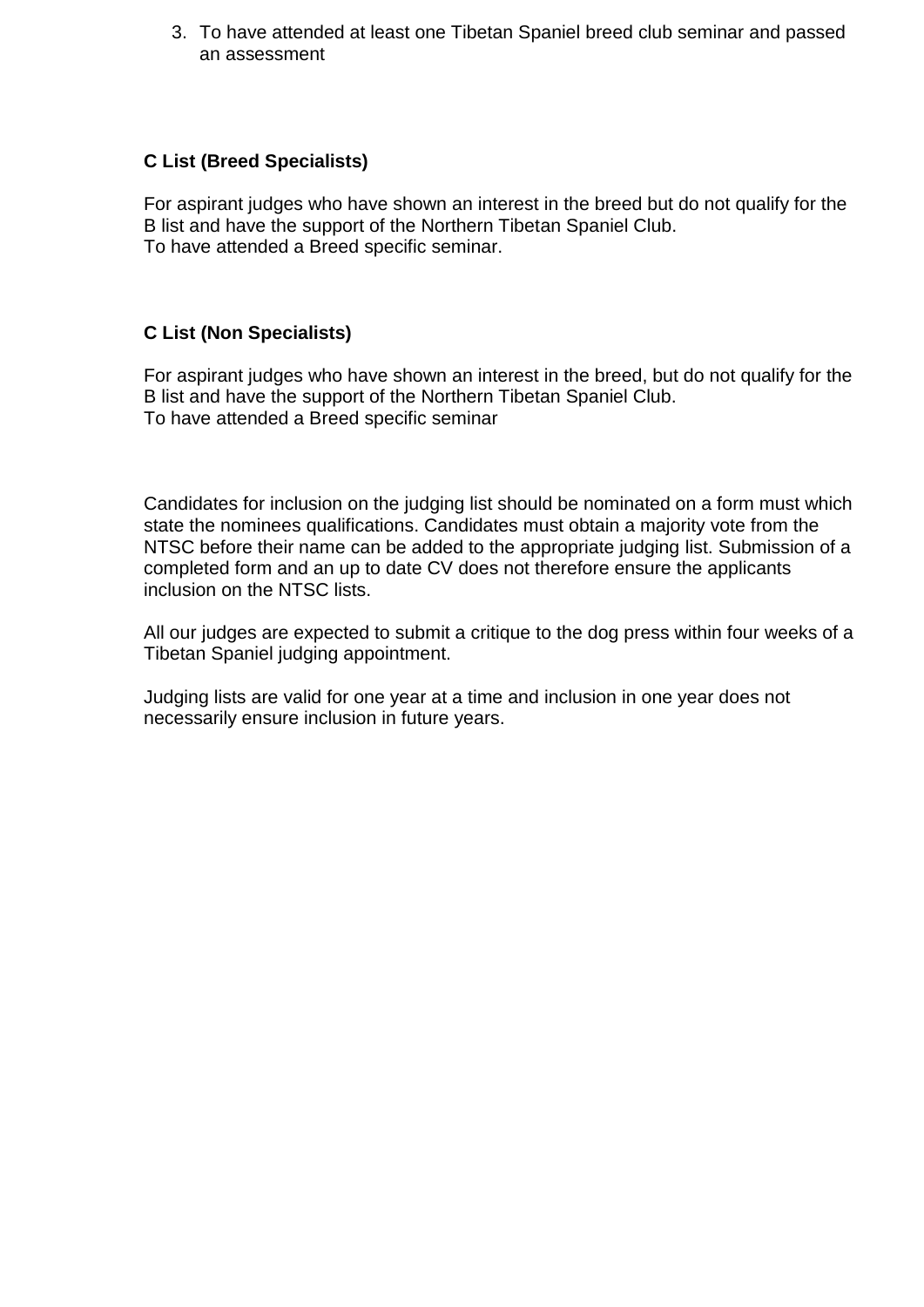3. To have attended at least one Tibetan Spaniel breed club seminar and passed an assessment

**C List (Breed Specialists)**

For aspirant judges who have shown an interest in the breed but do not qualify for the B list and have the support of the Northern Tibetan Spaniel Club.
To have attended a Breed specific seminar.

**C List (Non Specialists)**

For aspirant judges who have shown an interest in the breed, but do not qualify for the B list and have the support of the Northern Tibetan Spaniel Club.
To have attended a Breed specific seminar

Candidates for inclusion on the judging list should be nominated on a form must which state the nominees qualifications. Candidates must obtain a majority vote from the NTSC before their name can be added to the appropriate judging list. Submission of a completed form and an up to date CV does not therefore ensure the applicants inclusion on the NTSC lists.

All our judges are expected to submit a critique to the dog press within four weeks of a Tibetan Spaniel judging appointment.

Judging lists are valid for one year at a time and inclusion in one year does not necessarily ensure inclusion in future years.